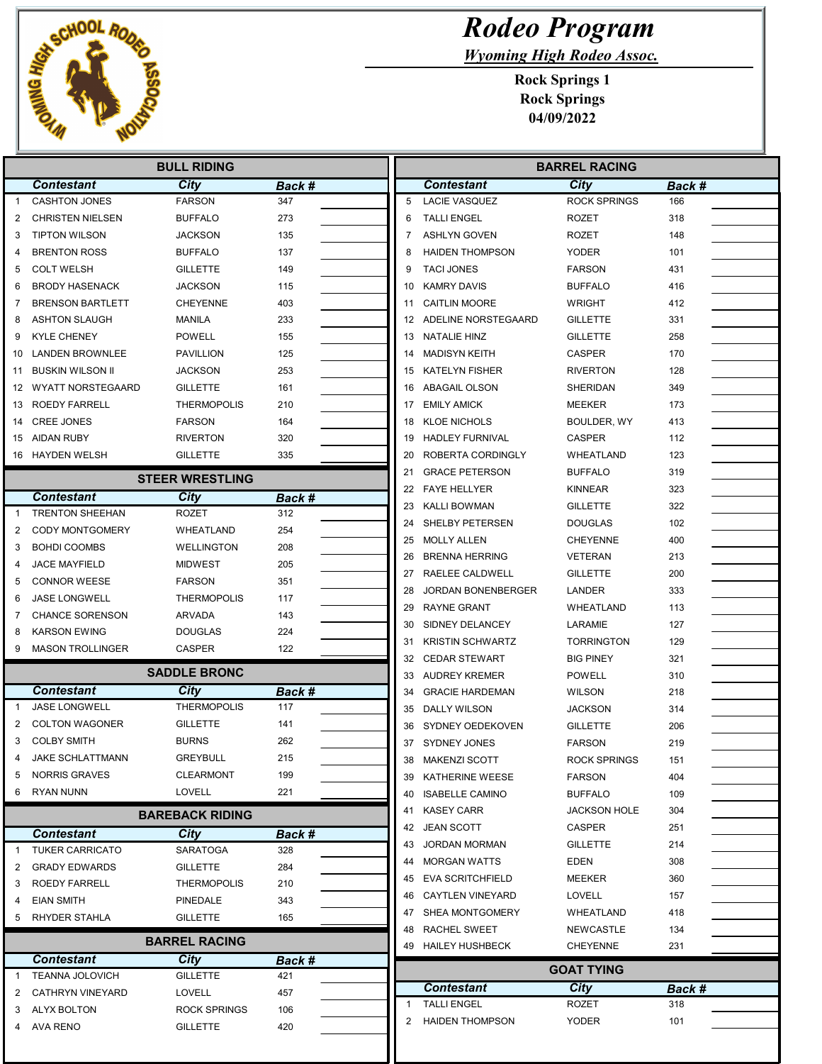# Rodeo Program

## Wyoming High Rodeo Assoc.

**Rock Springs 1**
**Rock Springs**
**04/09/2022**

## BULL RIDING

| | Contestant | City | Back # | |
|---|---|---|---|---|
| 1 | CASHTON JONES | FARSON | 347 | |
| 2 | CHRISTEN NIELSEN | BUFFALO | 273 | |
| 3 | TIPTON WILSON | JACKSON | 135 | |
| 4 | BRENTON ROSS | BUFFALO | 137 | |
| 5 | COLT WELSH | GILLETTE | 149 | |
| 6 | BRODY HASENACK | JACKSON | 115 | |
| 7 | BRENSON BARTLETT | CHEYENNE | 403 | |
| 8 | ASHTON SLAUGH | MANILA | 233 | |
| 9 | KYLE CHENEY | POWELL | 155 | |
| 10 | LANDEN BROWNLEE | PAVILLION | 125 | |
| 11 | BUSKIN WILSON II | JACKSON | 253 | |
| 12 | WYATT NORSTEGAARD | GILLETTE | 161 | |
| 13 | ROEDY FARRELL | THERMOPOLIS | 210 | |
| 14 | CREE JONES | FARSON | 164 | |
| 15 | AIDAN RUBY | RIVERTON | 320 | |
| 16 | HAYDEN WELSH | GILLETTE | 335 | |

## STEER WRESTLING

| | Contestant | City | Back # | |
|---|---|---|---|---|
| 1 | TRENTON SHEEHAN | ROZET | 312 | |
| 2 | CODY MONTGOMERY | WHEATLAND | 254 | |
| 3 | BOHDI COOMBS | WELLINGTON | 208 | |
| 4 | JACE MAYFIELD | MIDWEST | 205 | |
| 5 | CONNOR WEESE | FARSON | 351 | |
| 6 | JASE LONGWELL | THERMOPOLIS | 117 | |
| 7 | CHANCE SORENSON | ARVADA | 143 | |
| 8 | KARSON EWING | DOUGLAS | 224 | |
| 9 | MASON TROLLINGER | CASPER | 122 | |

## SADDLE BRONC

| | Contestant | City | Back # | |
|---|---|---|---|---|
| 1 | JASE LONGWELL | THERMOPOLIS | 117 | |
| 2 | COLTON WAGONER | GILLETTE | 141 | |
| 3 | COLBY SMITH | BURNS | 262 | |
| 4 | JAKE SCHLATTMANN | GREYBULL | 215 | |
| 5 | NORRIS GRAVES | CLEARMONT | 199 | |
| 6 | RYAN NUNN | LOVELL | 221 | |

## BAREBACK RIDING

| | Contestant | City | Back # | |
|---|---|---|---|---|
| 1 | TUKER CARRICATO | SARATOGA | 328 | |
| 2 | GRADY EDWARDS | GILLETTE | 284 | |
| 3 | ROEDY FARRELL | THERMOPOLIS | 210 | |
| 4 | EIAN SMITH | PINEDALE | 343 | |
| 5 | RHYDER STAHLA | GILLETTE | 165 | |

## BARREL RACING

| | Contestant | City | Back # | |
|---|---|---|---|---|
| 1 | TEANNA JOLOVICH | GILLETTE | 421 | |
| 2 | CATHRYN VINEYARD | LOVELL | 457 | |
| 3 | ALYX BOLTON | ROCK SPRINGS | 106 | |
| 4 | AVA RENO | GILLETTE | 420 | |
| 5 | LACIE VASQUEZ | ROCK SPRINGS | 166 | |
| 6 | TALLI ENGEL | ROZET | 318 | |
| 7 | ASHLYN GOVEN | ROZET | 148 | |
| 8 | HAIDEN THOMPSON | YODER | 101 | |
| 9 | TACI JONES | FARSON | 431 | |
| 10 | KAMRY DAVIS | BUFFALO | 416 | |
| 11 | CAITLIN MOORE | WRIGHT | 412 | |
| 12 | ADELINE NORSTEGAARD | GILLETTE | 331 | |
| 13 | NATALIE HINZ | GILLETTE | 258 | |
| 14 | MADISYN KEITH | CASPER | 170 | |
| 15 | KATELYN FISHER | RIVERTON | 128 | |
| 16 | ABAGAIL OLSON | SHERIDAN | 349 | |
| 17 | EMILY AMICK | MEEKER | 173 | |
| 18 | KLOE NICHOLS | BOULDER, WY | 413 | |
| 19 | HADLEY FURNIVAL | CASPER | 112 | |
| 20 | ROBERTA CORDINGLY | WHEATLAND | 123 | |
| 21 | GRACE PETERSON | BUFFALO | 319 | |
| 22 | FAYE HELLYER | KINNEAR | 323 | |
| 23 | KALLI BOWMAN | GILLETTE | 322 | |
| 24 | SHELBY PETERSEN | DOUGLAS | 102 | |
| 25 | MOLLY ALLEN | CHEYENNE | 400 | |
| 26 | BRENNA HERRING | VETERAN | 213 | |
| 27 | RAELEE CALDWELL | GILLETTE | 200 | |
| 28 | JORDAN BONENBERGER | LANDER | 333 | |
| 29 | RAYNE GRANT | WHEATLAND | 113 | |
| 30 | SIDNEY DELANCEY | LARAMIE | 127 | |
| 31 | KRISTIN SCHWARTZ | TORRINGTON | 129 | |
| 32 | CEDAR STEWART | BIG PINEY | 321 | |
| 33 | AUDREY KREMER | POWELL | 310 | |
| 34 | GRACIE HARDEMAN | WILSON | 218 | |
| 35 | DALLY WILSON | JACKSON | 314 | |
| 36 | SYDNEY OEDEKOVEN | GILLETTE | 206 | |
| 37 | SYDNEY JONES | FARSON | 219 | |
| 38 | MAKENZI SCOTT | ROCK SPRINGS | 151 | |
| 39 | KATHERINE WEESE | FARSON | 404 | |
| 40 | ISABELLE CAMINO | BUFFALO | 109 | |
| 41 | KASEY CARR | JACKSON HOLE | 304 | |
| 42 | JEAN SCOTT | CASPER | 251 | |
| 43 | JORDAN MORMAN | GILLETTE | 214 | |
| 44 | MORGAN WATTS | EDEN | 308 | |
| 45 | EVA SCRITCHFIELD | MEEKER | 360 | |
| 46 | CAYTLEN VINEYARD | LOVELL | 157 | |
| 47 | SHEA MONTGOMERY | WHEATLAND | 418 | |
| 48 | RACHEL SWEET | NEWCASTLE | 134 | |
| 49 | HAILEY HUSHBECK | CHEYENNE | 231 | |

## GOAT TYING

| | Contestant | City | Back # | |
|---|---|---|---|---|
| 1 | TALLI ENGEL | ROZET | 318 | |
| 2 | HAIDEN THOMPSON | YODER | 101 | |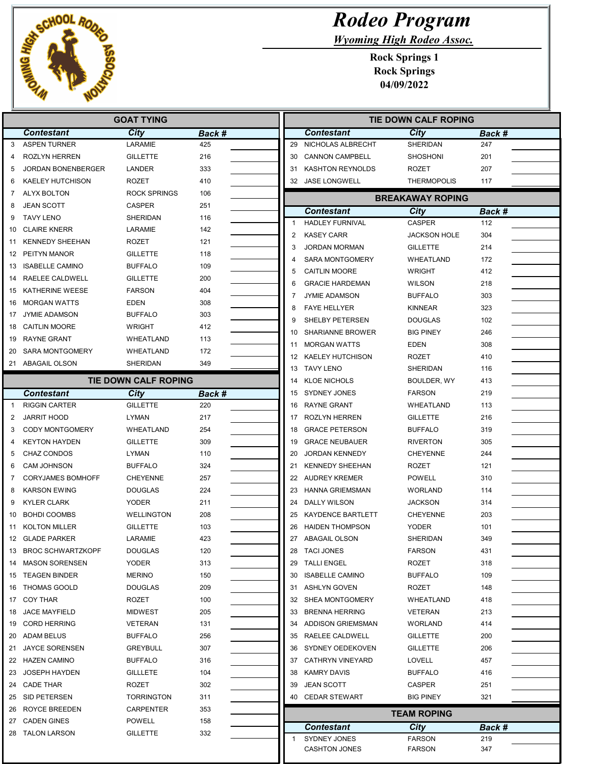# Rodeo Program

*Wyoming High Rodeo Assoc.*

**Rock Springs 1**
**Rock Springs**
**04/09/2022**

## GOAT TYING

| | Contestant | City | Back # | |
|---|---|---|---|---|
| 3 | ASPEN TURNER | LARAMIE | 425 | |
| 4 | ROZLYN HERREN | GILLETTE | 216 | |
| 5 | JORDAN BONENBERGER | LANDER | 333 | |
| 6 | KAELEY HUTCHISON | ROZET | 410 | |
| 7 | ALYX BOLTON | ROCK SPRINGS | 106 | |
| 8 | JEAN SCOTT | CASPER | 251 | |
| 9 | TAVY LENO | SHERIDAN | 116 | |
| 10 | CLAIRE KNERR | LARAMIE | 142 | |
| 11 | KENNEDY SHEEHAN | ROZET | 121 | |
| 12 | PEITYN MANOR | GILLETTE | 118 | |
| 13 | ISABELLE CAMINO | BUFFALO | 109 | |
| 14 | RAELEE CALDWELL | GILLETTE | 200 | |
| 15 | KATHERINE WEESE | FARSON | 404 | |
| 16 | MORGAN WATTS | EDEN | 308 | |
| 17 | JYMIE ADAMSON | BUFFALO | 303 | |
| 18 | CAITLIN MOORE | WRIGHT | 412 | |
| 19 | RAYNE GRANT | WHEATLAND | 113 | |
| 20 | SARA MONTGOMERY | WHEATLAND | 172 | |
| 21 | ABAGAIL OLSON | SHERIDAN | 349 | |

## TIE DOWN CALF ROPING

| | Contestant | City | Back # | |
|---|---|---|---|---|
| 1 | RIGGIN CARTER | GILLETTE | 220 | |
| 2 | JARRIT HOOD | LYMAN | 217 | |
| 3 | CODY MONTGOMERY | WHEATLAND | 254 | |
| 4 | KEYTON HAYDEN | GILLETTE | 309 | |
| 5 | CHAZ CONDOS | LYMAN | 110 | |
| 6 | CAM JOHNSON | BUFFALO | 324 | |
| 7 | CORYJAMES BOMHOFF | CHEYENNE | 257 | |
| 8 | KARSON EWING | DOUGLAS | 224 | |
| 9 | KYLER CLARK | YODER | 211 | |
| 10 | BOHDI COOMBS | WELLINGTON | 208 | |
| 11 | KOLTON MILLER | GILLETTE | 103 | |
| 12 | GLADE PARKER | LARAMIE | 423 | |
| 13 | BROC SCHWARTZKOPF | DOUGLAS | 120 | |
| 14 | MASON SORENSEN | YODER | 313 | |
| 15 | TEAGEN BINDER | MERINO | 150 | |
| 16 | THOMAS GOOLD | DOUGLAS | 209 | |
| 17 | COY THAR | ROZET | 100 | |
| 18 | JACE MAYFIELD | MIDWEST | 205 | |
| 19 | CORD HERRING | VETERAN | 131 | |
| 20 | ADAM BELUS | BUFFALO | 256 | |
| 21 | JAYCE SORENSEN | GREYBULL | 307 | |
| 22 | HAZEN CAMINO | BUFFALO | 316 | |
| 23 | JOSEPH HAYDEN | GILLLETE | 104 | |
| 24 | CADE THAR | ROZET | 302 | |
| 25 | SID PETERSEN | TORRINGTON | 311 | |
| 26 | ROYCE BREEDEN | CARPENTER | 353 | |
| 27 | CADEN GINES | POWELL | 158 | |
| 28 | TALON LARSON | GILLETTE | 332 | |
| 29 | NICHOLAS ALBRECHT | SHERIDAN | 247 | |
| 30 | CANNON CAMPBELL | SHOSHONI | 201 | |
| 31 | KASHTON REYNOLDS | ROZET | 207 | |
| 32 | JASE LONGWELL | THERMOPOLIS | 117 | |

## BREAKAWAY ROPING

| | Contestant | City | Back # | |
|---|---|---|---|---|
| 1 | HADLEY FURNIVAL | CASPER | 112 | |
| 2 | KASEY CARR | JACKSON HOLE | 304 | |
| 3 | JORDAN MORMAN | GILLETTE | 214 | |
| 4 | SARA MONTGOMERY | WHEATLAND | 172 | |
| 5 | CAITLIN MOORE | WRIGHT | 412 | |
| 6 | GRACIE HARDEMAN | WILSON | 218 | |
| 7 | JYMIE ADAMSON | BUFFALO | 303 | |
| 8 | FAYE HELLYER | KINNEAR | 323 | |
| 9 | SHELBY PETERSEN | DOUGLAS | 102 | |
| 10 | SHARIANNE BROWER | BIG PINEY | 246 | |
| 11 | MORGAN WATTS | EDEN | 308 | |
| 12 | KAELEY HUTCHISON | ROZET | 410 | |
| 13 | TAVY LENO | SHERIDAN | 116 | |
| 14 | KLOE NICHOLS | BOULDER, WY | 413 | |
| 15 | SYDNEY JONES | FARSON | 219 | |
| 16 | RAYNE GRANT | WHEATLAND | 113 | |
| 17 | ROZLYN HERREN | GILLETTE | 216 | |
| 18 | GRACE PETERSON | BUFFALO | 319 | |
| 19 | GRACE NEUBAUER | RIVERTON | 305 | |
| 20 | JORDAN KENNEDY | CHEYENNE | 244 | |
| 21 | KENNEDY SHEEHAN | ROZET | 121 | |
| 22 | AUDREY KREMER | POWELL | 310 | |
| 23 | HANNA GRIEMSMAN | WORLAND | 114 | |
| 24 | DALLY WILSON | JACKSON | 314 | |
| 25 | KAYDENCE BARTLETT | CHEYENNE | 203 | |
| 26 | HAIDEN THOMPSON | YODER | 101 | |
| 27 | ABAGAIL OLSON | SHERIDAN | 349 | |
| 28 | TACI JONES | FARSON | 431 | |
| 29 | TALLI ENGEL | ROZET | 318 | |
| 30 | ISABELLE CAMINO | BUFFALO | 109 | |
| 31 | ASHLYN GOVEN | ROZET | 148 | |
| 32 | SHEA MONTGOMERY | WHEATLAND | 418 | |
| 33 | BRENNA HERRING | VETERAN | 213 | |
| 34 | ADDISON GRIEMSMAN | WORLAND | 414 | |
| 35 | RAELEE CALDWELL | GILLETTE | 200 | |
| 36 | SYDNEY OEDEKOVEN | GILLETTE | 206 | |
| 37 | CATHRYN VINEYARD | LOVELL | 457 | |
| 38 | KAMRY DAVIS | BUFFALO | 416 | |
| 39 | JEAN SCOTT | CASPER | 251 | |
| 40 | CEDAR STEWART | BIG PINEY | 321 | |

## TEAM ROPING

| | Contestant | City | Back # | |
|---|---|---|---|---|
| 1 | SYDNEY JONES | FARSON | 219 | |
| | CASHTON JONES | FARSON | 347 | |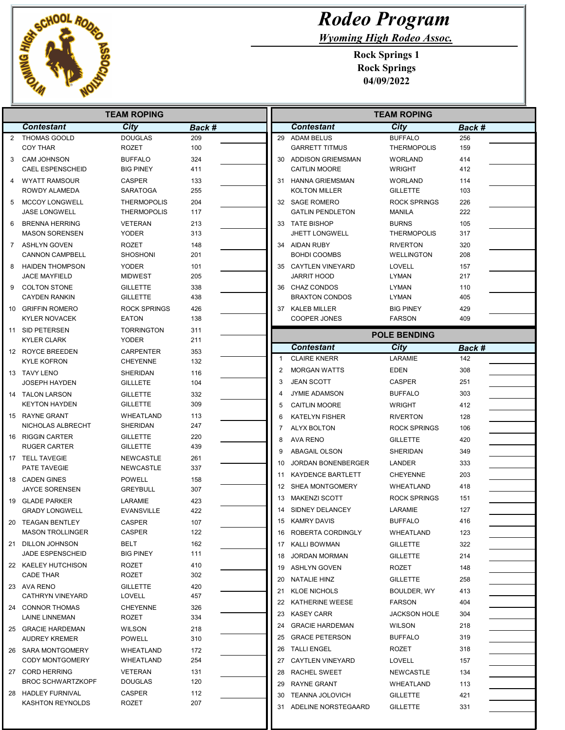# Rodeo Program

*Wyoming High Rodeo Assoc.*

**Rock Springs 1**
**Rock Springs**
**04/09/2022**

## TEAM ROPING

| | Contestant | City | Back # |
|---|---|---|---|
| 2 | THOMAS GOOLD | DOUGLAS | 209 |
| | COY THAR | ROZET | 100 |
| 3 | CAM JOHNSON | BUFFALO | 324 |
| | CAEL ESPENSCHEID | BIG PINEY | 411 |
| 4 | WYATT RAMSOUR | CASPER | 133 |
| | ROWDY ALAMEDA | SARATOGA | 255 |
| 5 | MCCOY LONGWELL | THERMOPOLIS | 204 |
| | JASE LONGWELL | THERMOPOLIS | 117 |
| 6 | BRENNA HERRING | VETERAN | 213 |
| | MASON SORENSEN | YODER | 313 |
| 7 | ASHLYN GOVEN | ROZET | 148 |
| | CANNON CAMPBELL | SHOSHONI | 201 |
| 8 | HAIDEN THOMPSON | YODER | 101 |
| | JACE MAYFIELD | MIDWEST | 205 |
| 9 | COLTON STONE | GILLETTE | 338 |
| | CAYDEN RANKIN | GILLETTE | 438 |
| 10 | GRIFFIN ROMERO | ROCK SPRINGS | 426 |
| | KYLER NOVACEK | EATON | 138 |
| 11 | SID PETERSEN | TORRINGTON | 311 |
| | KYLER CLARK | YODER | 211 |
| 12 | ROYCE BREEDEN | CARPENTER | 353 |
| | KYLE KOFRON | CHEYENNE | 132 |
| 13 | TAVY LENO | SHERIDAN | 116 |
| | JOSEPH HAYDEN | GILLLETE | 104 |
| 14 | TALON LARSON | GILLETTE | 332 |
| | KEYTON HAYDEN | GILLETTE | 309 |
| 15 | RAYNE GRANT | WHEATLAND | 113 |
| | NICHOLAS ALBRECHT | SHERIDAN | 247 |
| 16 | RIGGIN CARTER | GILLETTE | 220 |
| | RUGER CARTER | GILLETTE | 439 |
| 17 | TELL TAVEGIE | NEWCASTLE | 261 |
| | PATE TAVEGIE | NEWCASTLE | 337 |
| 18 | CADEN GINES | POWELL | 158 |
| | JAYCE SORENSEN | GREYBULL | 307 |
| 19 | GLADE PARKER | LARAMIE | 423 |
| | GRADY LONGWELL | EVANSVILLE | 422 |
| 20 | TEAGAN BENTLEY | CASPER | 107 |
| | MASON TROLLINGER | CASPER | 122 |
| 21 | DILLON JOHNSON | BELT | 162 |
| | JADE ESPENSCHEID | BIG PINEY | 111 |
| 22 | KAELEY HUTCHISON | ROZET | 410 |
| | CADE THAR | ROZET | 302 |
| 23 | AVA RENO | GILLETTE | 420 |
| | CATHRYN VINEYARD | LOVELL | 457 |
| 24 | CONNOR THOMAS | CHEYENNE | 326 |
| | LAINE LINNEMAN | ROZET | 334 |
| 25 | GRACIE HARDEMAN | WILSON | 218 |
| | AUDREY KREMER | POWELL | 310 |
| 26 | SARA MONTGOMERY | WHEATLAND | 172 |
| | CODY MONTGOMERY | WHEATLAND | 254 |
| 27 | CORD HERRING | VETERAN | 131 |
| | BROC SCHWARTZKOPF | DOUGLAS | 120 |
| 28 | HADLEY FURNIVAL | CASPER | 112 |
| | KASHTON REYNOLDS | ROZET | 207 |
| 29 | ADAM BELUS | BUFFALO | 256 |
| | GARRETT TITMUS | THERMOPOLIS | 159 |
| 30 | ADDISON GRIEMSMAN | WORLAND | 414 |
| | CAITLIN MOORE | WRIGHT | 412 |
| 31 | HANNA GRIEMSMAN | WORLAND | 114 |
| | KOLTON MILLER | GILLETTE | 103 |
| 32 | SAGE ROMERO | ROCK SPRINGS | 226 |
| | GATLIN PENDLETON | MANILA | 222 |
| 33 | TATE BISHOP | BURNS | 105 |
| | JHETT LONGWELL | THERMOPOLIS | 317 |
| 34 | AIDAN RUBY | RIVERTON | 320 |
| | BOHDI COOMBS | WELLINGTON | 208 |
| 35 | CAYTLEN VINEYARD | LOVELL | 157 |
| | JARRIT HOOD | LYMAN | 217 |
| 36 | CHAZ CONDOS | LYMAN | 110 |
| | BRAXTON CONDOS | LYMAN | 405 |
| 37 | KALEB MILLER | BIG PINEY | 429 |
| | COOPER JONES | FARSON | 409 |

## POLE BENDING

| | Contestant | City | Back # |
|---|---|---|---|
| 1 | CLAIRE KNERR | LARAMIE | 142 |
| 2 | MORGAN WATTS | EDEN | 308 |
| 3 | JEAN SCOTT | CASPER | 251 |
| 4 | JYMIE ADAMSON | BUFFALO | 303 |
| 5 | CAITLIN MOORE | WRIGHT | 412 |
| 6 | KATELYN FISHER | RIVERTON | 128 |
| 7 | ALYX BOLTON | ROCK SPRINGS | 106 |
| 8 | AVA RENO | GILLETTE | 420 |
| 9 | ABAGAIL OLSON | SHERIDAN | 349 |
| 10 | JORDAN BONENBERGER | LANDER | 333 |
| 11 | KAYDENCE BARTLETT | CHEYENNE | 203 |
| 12 | SHEA MONTGOMERY | WHEATLAND | 418 |
| 13 | MAKENZI SCOTT | ROCK SPRINGS | 151 |
| 14 | SIDNEY DELANCEY | LARAMIE | 127 |
| 15 | KAMRY DAVIS | BUFFALO | 416 |
| 16 | ROBERTA CORDINGLY | WHEATLAND | 123 |
| 17 | KALLI BOWMAN | GILLETTE | 322 |
| 18 | JORDAN MORMAN | GILLETTE | 214 |
| 19 | ASHLYN GOVEN | ROZET | 148 |
| 20 | NATALIE HINZ | GILLETTE | 258 |
| 21 | KLOE NICHOLS | BOULDER, WY | 413 |
| 22 | KATHERINE WEESE | FARSON | 404 |
| 23 | KASEY CARR | JACKSON HOLE | 304 |
| 24 | GRACIE HARDEMAN | WILSON | 218 |
| 25 | GRACE PETERSON | BUFFALO | 319 |
| 26 | TALLI ENGEL | ROZET | 318 |
| 27 | CAYTLEN VINEYARD | LOVELL | 157 |
| 28 | RACHEL SWEET | NEWCASTLE | 134 |
| 29 | RAYNE GRANT | WHEATLAND | 113 |
| 30 | TEANNA JOLOVICH | GILLETTE | 421 |
| 31 | ADELINE NORSTEGAARD | GILLETTE | 331 |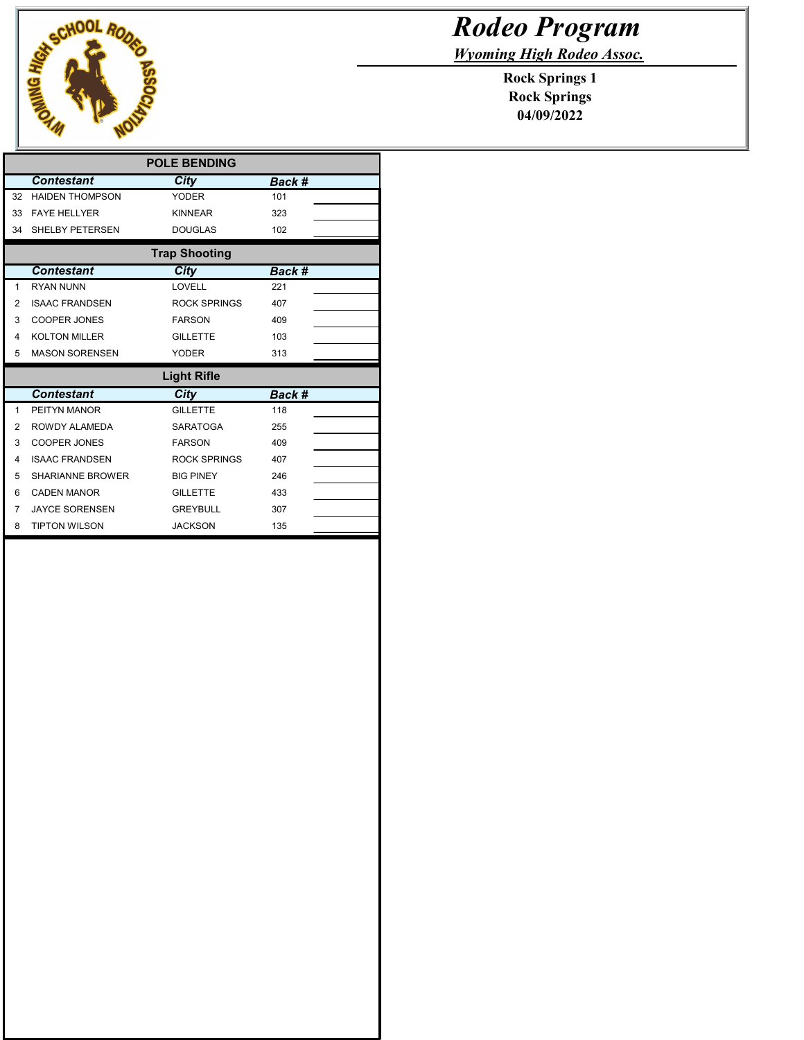# Rodeo Program

*Wyoming High Rodeo Assoc.*

**Rock Springs 1**
**Rock Springs**
**04/09/2022**

## POLE BENDING

| | Contestant | City | Back # | |
|---|---|---|---|---|
| 32 | HAIDEN THOMPSON | YODER | 101 | |
| 33 | FAYE HELLYER | KINNEAR | 323 | |
| 34 | SHELBY PETERSEN | DOUGLAS | 102 | |

## Trap Shooting

| | Contestant | City | Back # | |
|---|---|---|---|---|
| 1 | RYAN NUNN | LOVELL | 221 | |
| 2 | ISAAC FRANDSEN | ROCK SPRINGS | 407 | |
| 3 | COOPER JONES | FARSON | 409 | |
| 4 | KOLTON MILLER | GILLETTE | 103 | |
| 5 | MASON SORENSEN | YODER | 313 | |

## Light Rifle

| | Contestant | City | Back # | |
|---|---|---|---|---|
| 1 | PEITYN MANOR | GILLETTE | 118 | |
| 2 | ROWDY ALAMEDA | SARATOGA | 255 | |
| 3 | COOPER JONES | FARSON | 409 | |
| 4 | ISAAC FRANDSEN | ROCK SPRINGS | 407 | |
| 5 | SHARIANNE BROWER | BIG PINEY | 246 | |
| 6 | CADEN MANOR | GILLETTE | 433 | |
| 7 | JAYCE SORENSEN | GREYBULL | 307 | |
| 8 | TIPTON WILSON | JACKSON | 135 | |